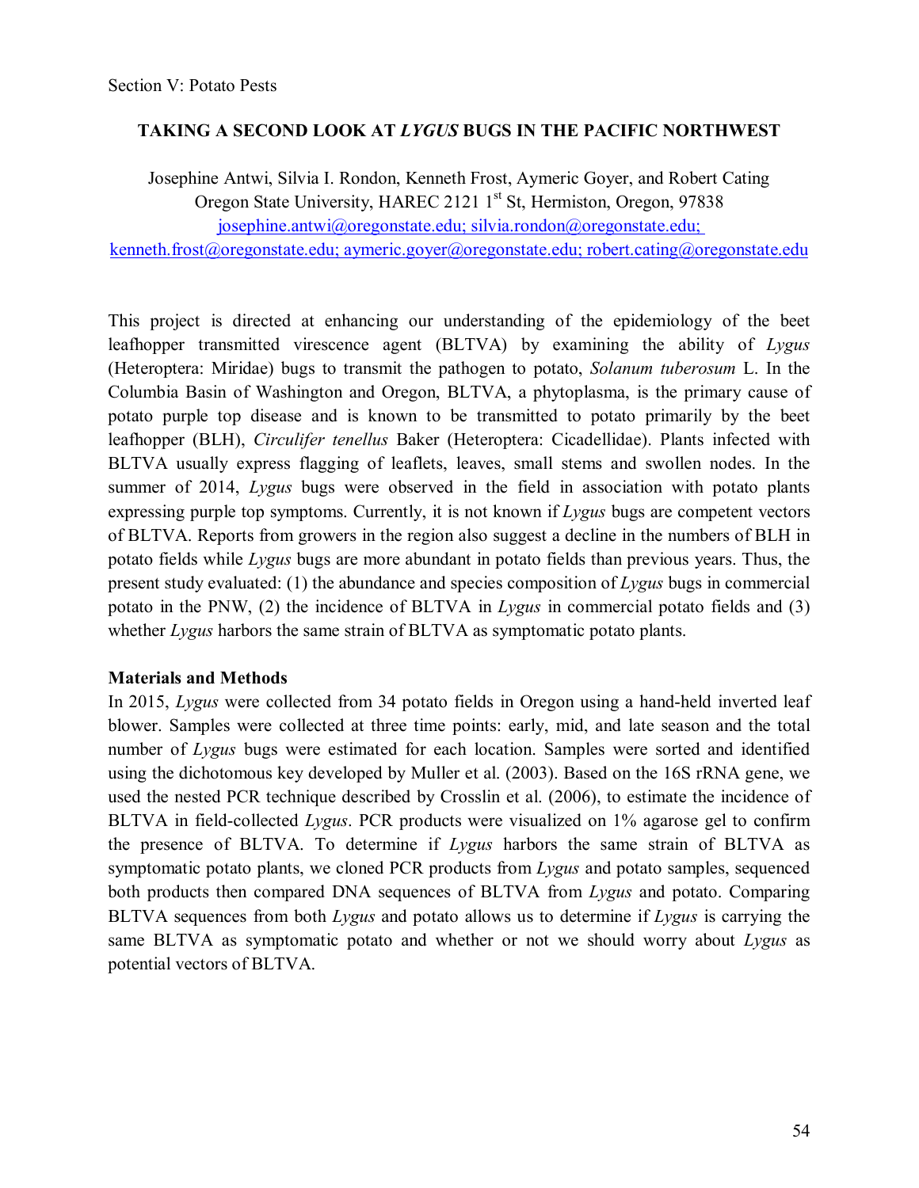Section V: Potato Pests

## TAKING A SECOND LOOK AT *LYGUS* BUGS IN THE PACIFIC NORTHWEST

Josephine Antwi, Silvia I. Rondon, Kenneth Frost, Aymeric Goyer, and Robert Cating
Oregon State University, HAREC 2121 1st St, Hermiston, Oregon, 97838
josephine.antwi@oregonstate.edu; silvia.rondon@oregonstate.edu; kenneth.frost@oregonstate.edu; aymeric.goyer@oregonstate.edu; robert.cating@oregonstate.edu

This project is directed at enhancing our understanding of the epidemiology of the beet leafhopper transmitted virescence agent (BLTVA) by examining the ability of *Lygus* (Heteroptera: Miridae) bugs to transmit the pathogen to potato, *Solanum tuberosum* L. In the Columbia Basin of Washington and Oregon, BLTVA, a phytoplasma, is the primary cause of potato purple top disease and is known to be transmitted to potato primarily by the beet leafhopper (BLH), *Circulifer tenellus* Baker (Heteroptera: Cicadellidae). Plants infected with BLTVA usually express flagging of leaflets, leaves, small stems and swollen nodes. In the summer of 2014, *Lygus* bugs were observed in the field in association with potato plants expressing purple top symptoms. Currently, it is not known if *Lygus* bugs are competent vectors of BLTVA. Reports from growers in the region also suggest a decline in the numbers of BLH in potato fields while *Lygus* bugs are more abundant in potato fields than previous years. Thus, the present study evaluated: (1) the abundance and species composition of *Lygus* bugs in commercial potato in the PNW, (2) the incidence of BLTVA in *Lygus* in commercial potato fields and (3) whether *Lygus* harbors the same strain of BLTVA as symptomatic potato plants.

**Materials and Methods**

In 2015, *Lygus* were collected from 34 potato fields in Oregon using a hand-held inverted leaf blower. Samples were collected at three time points: early, mid, and late season and the total number of *Lygus* bugs were estimated for each location. Samples were sorted and identified using the dichotomous key developed by Muller et al. (2003). Based on the 16S rRNA gene, we used the nested PCR technique described by Crosslin et al. (2006), to estimate the incidence of BLTVA in field-collected *Lygus*. PCR products were visualized on 1% agarose gel to confirm the presence of BLTVA. To determine if *Lygus* harbors the same strain of BLTVA as symptomatic potato plants, we cloned PCR products from *Lygus* and potato samples, sequenced both products then compared DNA sequences of BLTVA from *Lygus* and potato. Comparing BLTVA sequences from both *Lygus* and potato allows us to determine if *Lygus* is carrying the same BLTVA as symptomatic potato and whether or not we should worry about *Lygus* as potential vectors of BLTVA.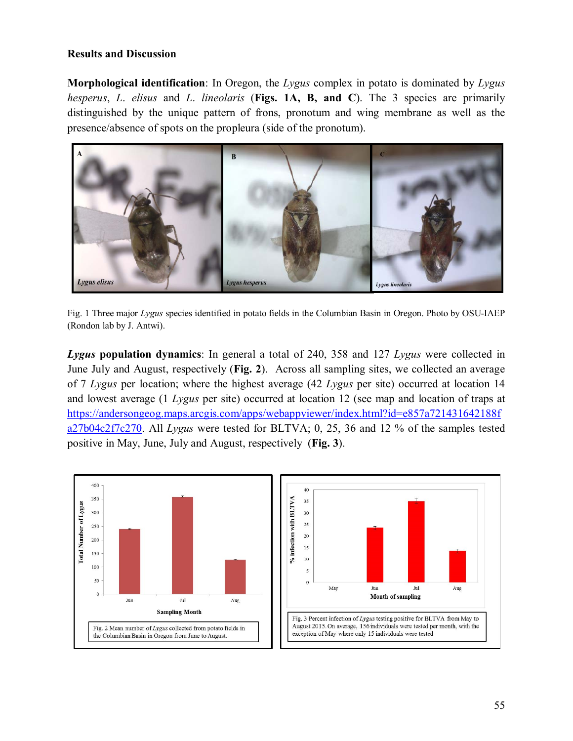**Results and Discussion**

**Morphological identification**: In Oregon, the *Lygus* complex in potato is dominated by *Lygus hesperus*, *L. elisus* and *L. lineolaris* (**Figs. 1A, B, and C**). The 3 species are primarily distinguished by the unique pattern of frons, pronotum and wing membrane as well as the presence/absence of spots on the propleura (side of the pronotum).

Fig. 1 Three major *Lygus* species identified in potato fields in the Columbian Basin in Oregon. Photo by OSU-IAEP (Rondon lab by J. Antwi).

***Lygus* population dynamics**: In general a total of 240, 358 and 127 *Lygus* were collected in June July and August, respectively (**Fig. 2**). Across all sampling sites, we collected an average of 7 *Lygus* per location; where the highest average (42 *Lygus* per site) occurred at location 14 and lowest average (1 *Lygus* per site) occurred at location 12 (see map and location of traps at https://andersongeog.maps.arcgis.com/apps/webappviewer/index.html?id=e857a721431642188fa27b04c2f7c270. All *Lygus* were tested for BLTVA; 0, 25, 36 and 12 % of the samples tested positive in May, June, July and August, respectively (**Fig. 3**).

Fig. 2 Mean number of *Lygus* collected from potato fields in the Columbian Basin in Oregon from June to August.

Fig. 3 Percent infection of *Lygus* testing positive for BLTVA from May to August 2015. On average, 156 individuals were tested per month, with the exception of May where only 15 individuals were tested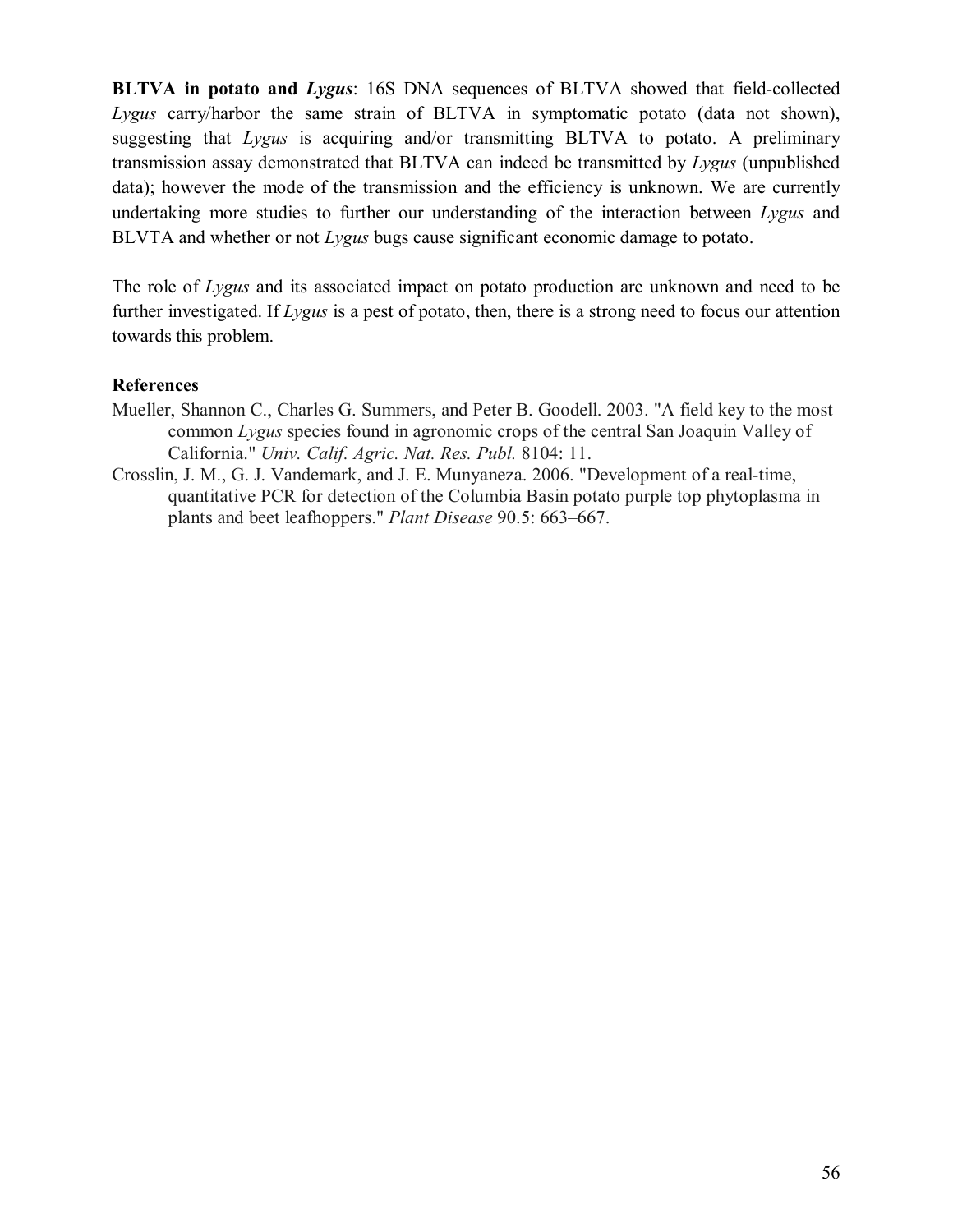**BLTVA in potato and *Lygus***: 16S DNA sequences of BLTVA showed that field-collected *Lygus* carry/harbor the same strain of BLTVA in symptomatic potato (data not shown), suggesting that *Lygus* is acquiring and/or transmitting BLTVA to potato. A preliminary transmission assay demonstrated that BLTVA can indeed be transmitted by *Lygus* (unpublished data); however the mode of the transmission and the efficiency is unknown. We are currently undertaking more studies to further our understanding of the interaction between *Lygus* and BLVTA and whether or not *Lygus* bugs cause significant economic damage to potato.

The role of *Lygus* and its associated impact on potato production are unknown and need to be further investigated. If *Lygus* is a pest of potato, then, there is a strong need to focus our attention towards this problem.

**References**

Mueller, Shannon C., Charles G. Summers, and Peter B. Goodell. 2003. "A field key to the most common *Lygus* species found in agronomic crops of the central San Joaquin Valley of California." *Univ. Calif. Agric. Nat. Res. Publ.* 8104: 11.

Crosslin, J. M., G. J. Vandemark, and J. E. Munyaneza. 2006. "Development of a real-time, quantitative PCR for detection of the Columbia Basin potato purple top phytoplasma in plants and beet leafhoppers." *Plant Disease* 90.5: 663–667.